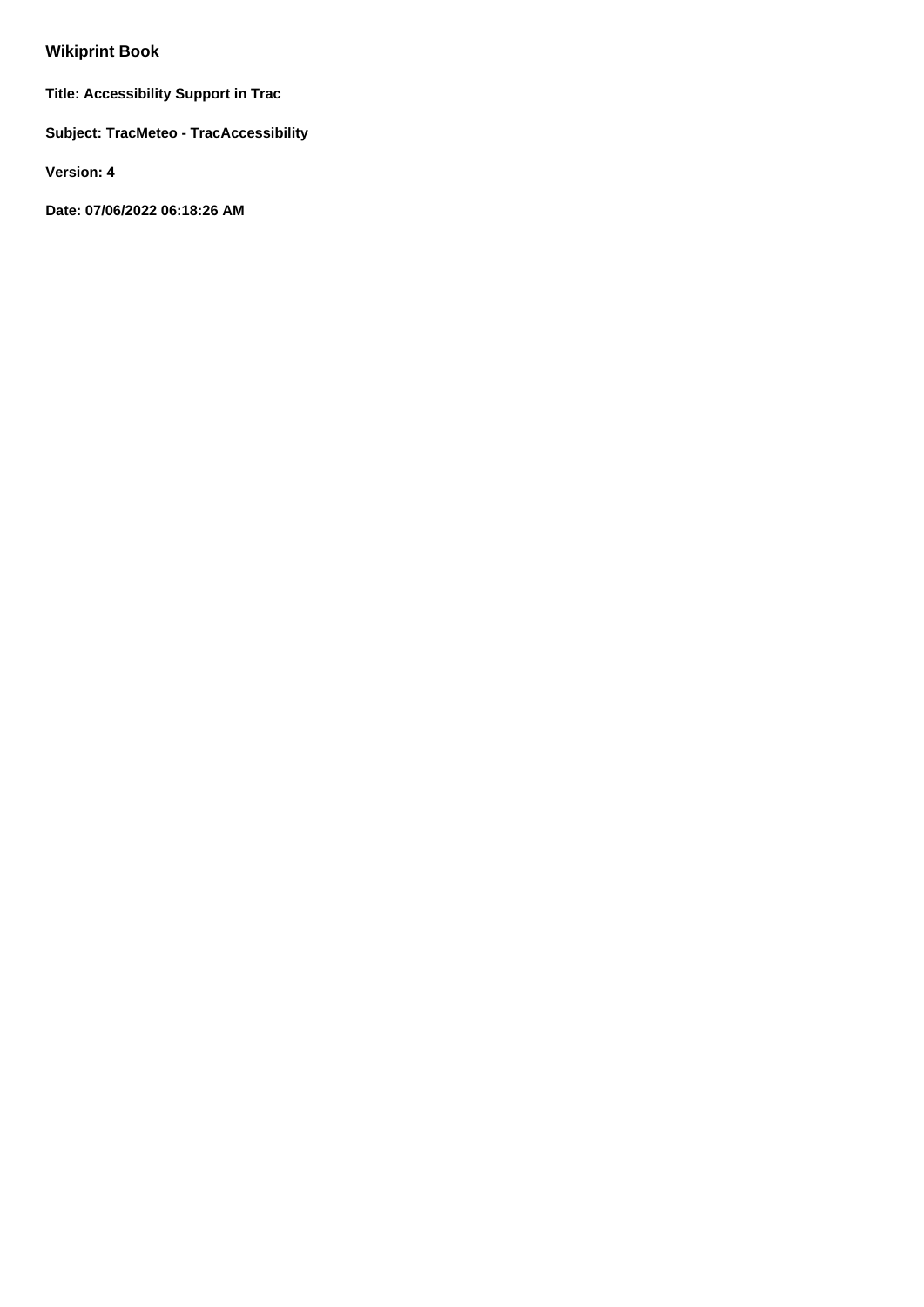**Wikiprint Book**

**Title: Accessibility Support in Trac**

**Subject: TracMeteo - TracAccessibility**

**Version: 4**

**Date: 07/06/2022 06:18:26 AM**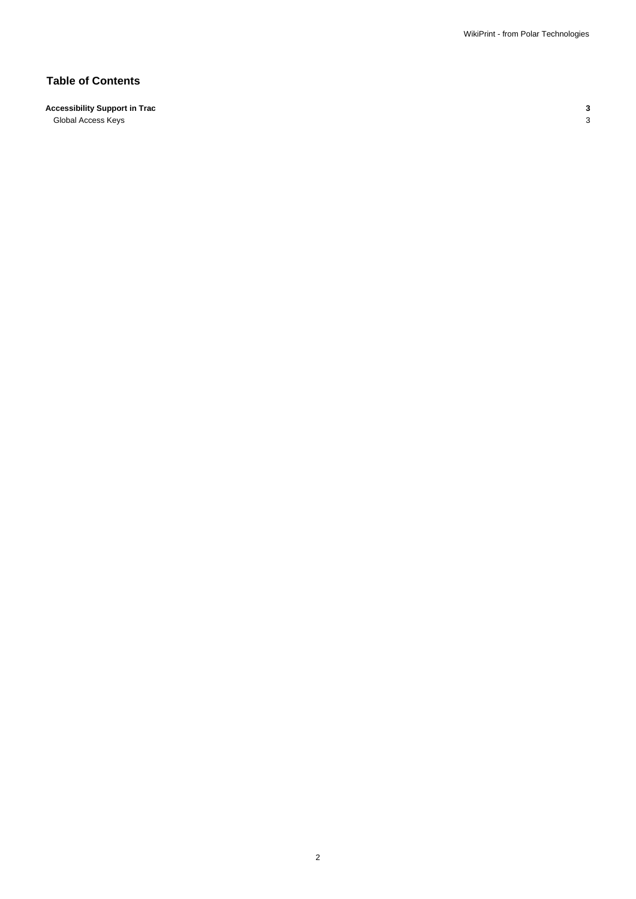## Table of Contents

**Accessibility Support in Trac** **3**

Global Access Keys 3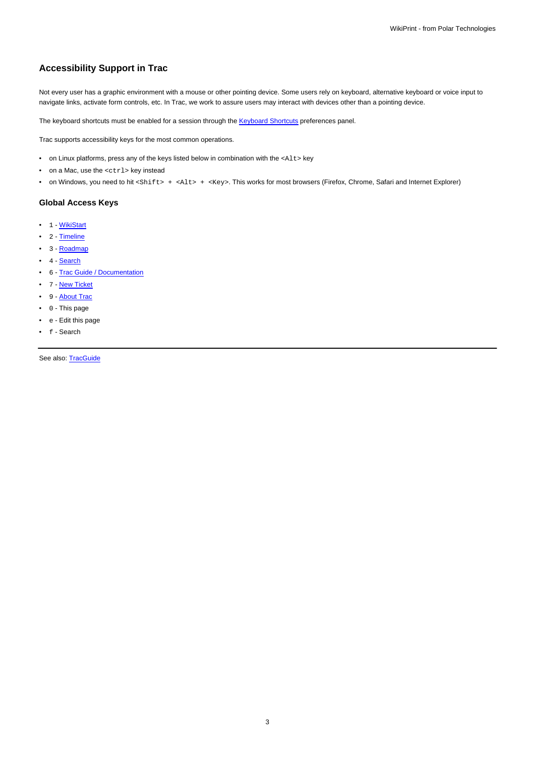## Accessibility Support in Trac

Not every user has a graphic environment with a mouse or other pointing device. Some users rely on keyboard, alternative keyboard or voice input to navigate links, activate form controls, etc. In Trac, we work to assure users may interact with devices other than a pointing device.

The keyboard shortcuts must be enabled for a session through the Keyboard Shortcuts preferences panel.

Trac supports accessibility keys for the most common operations.

- on Linux platforms, press any of the keys listed below in combination with the `<Alt>` key
- on a Mac, use the `<ctrl>` key instead
- on Windows, you need to hit `<Shift> + <Alt> + <Key>`. This works for most browsers (Firefox, Chrome, Safari and Internet Explorer)

### Global Access Keys

- `1` - WikiStart
- `2` - Timeline
- `3` - Roadmap
- `4` - Search
- `6` - Trac Guide / Documentation
- `7` - New Ticket
- `9` - About Trac
- `0` - This page
- `e` - Edit this page
- `f` - Search

---

See also: TracGuide